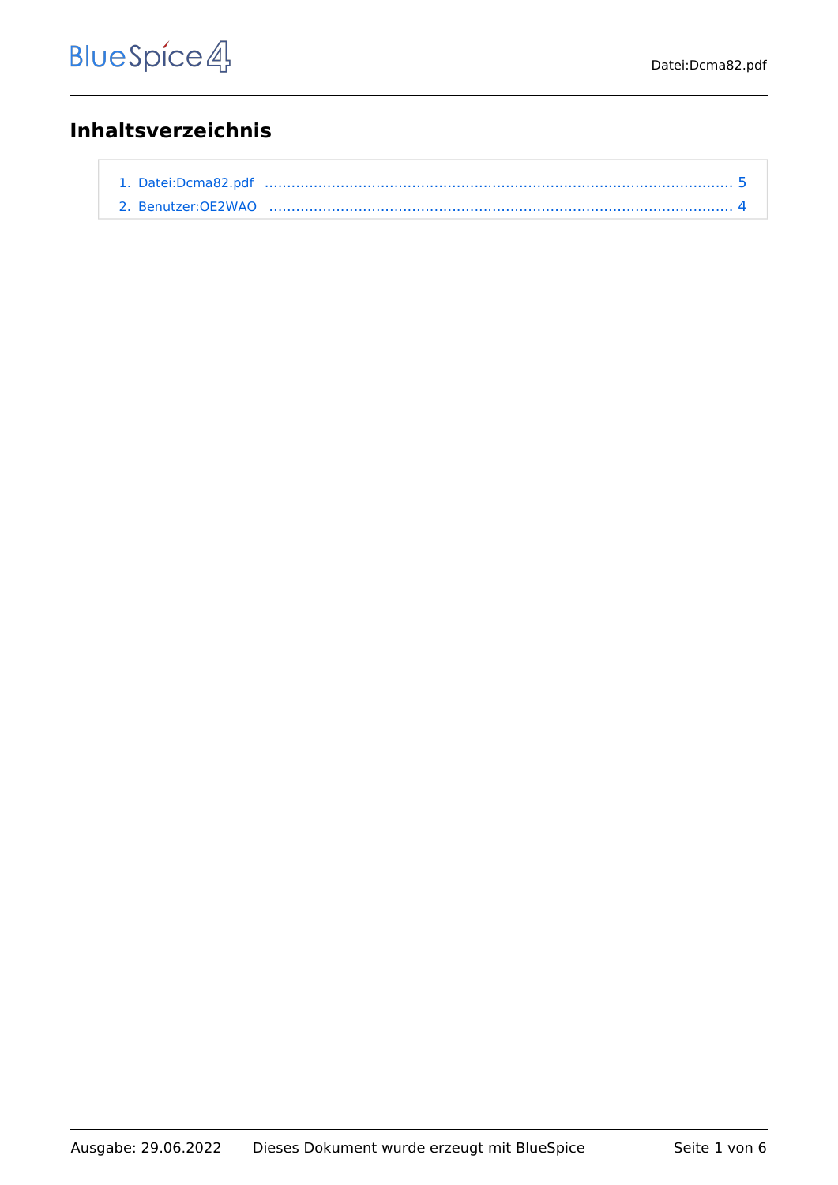# Inhaltsverzeichnis

1. Datei:Dcma82.pdf ........................................................................................................ 5
2. Benutzer:OE2WAO ...................................................................................................... 4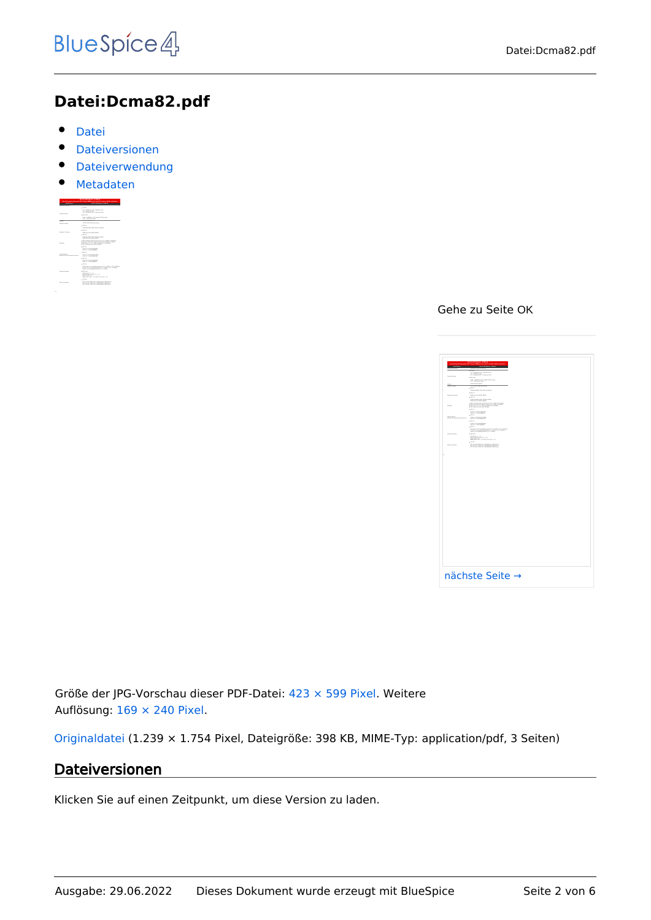# Datei:Dcma82.pdf

- Datei
- Dateiversionen
- Dateiverwendung
- Metadaten

Gehe zu Seite OK

nächste Seite →

Größe der JPG-Vorschau dieser PDF-Datei: 423 × 599 Pixel. Weitere Auflösung: 169 × 240 Pixel.

Originaldatei (1.239 × 1.754 Pixel, Dateigröße: 398 KB, MIME-Typ: application/pdf, 3 Seiten)

## Dateiversionen

Klicken Sie auf einen Zeitpunkt, um diese Version zu laden.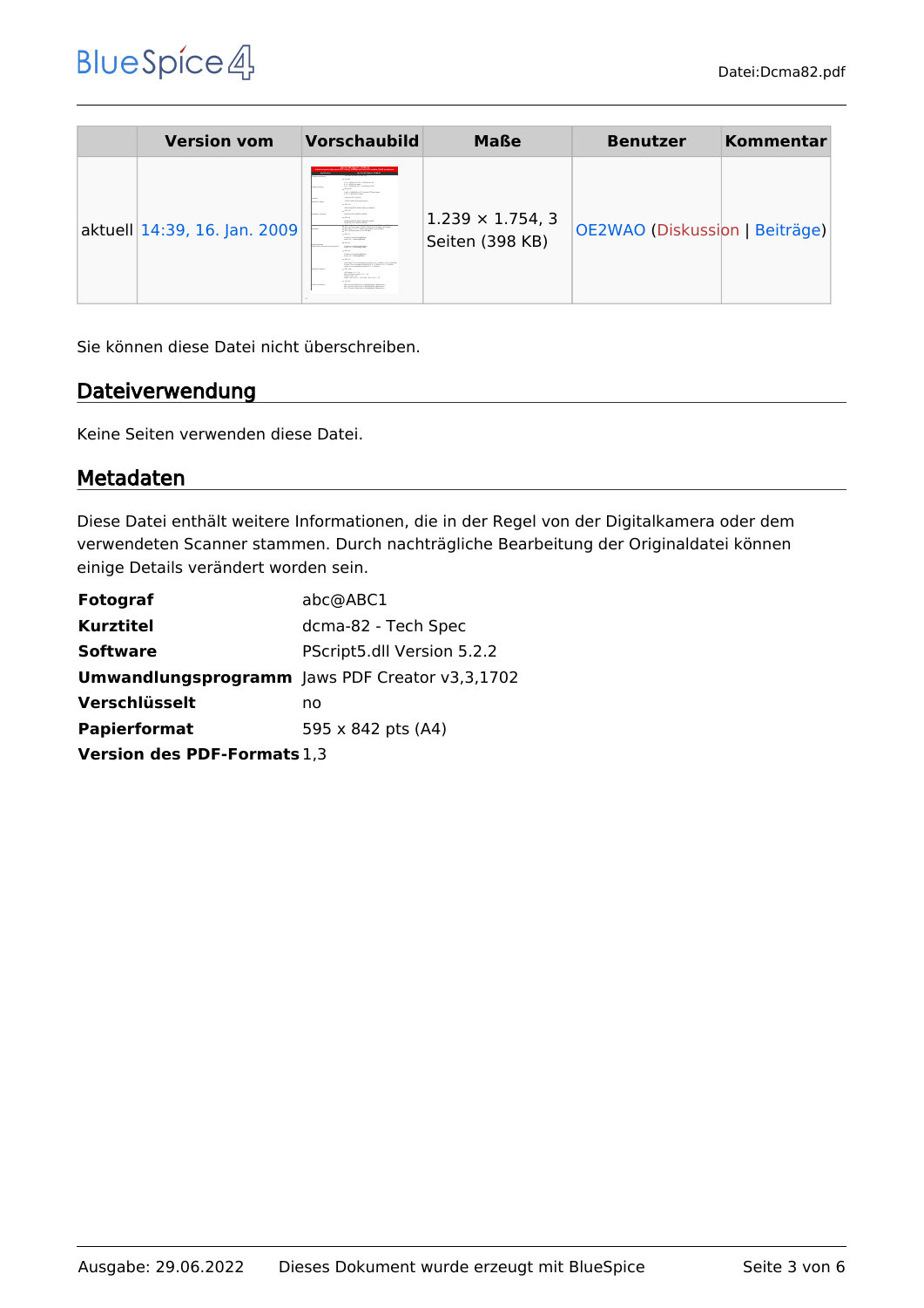| | Version vom | Vorschaubild | Maße | Benutzer | Kommentar |
|---|---|---|---|---|---|
| aktuell | 14:39, 16. Jan. 2009 | | 1.239 × 1.754, 3 Seiten (398 KB) | OE2WAO (Diskussion \| Beiträge) | |

Sie können diese Datei nicht überschreiben.

## Dateiverwendung

Keine Seiten verwenden diese Datei.

## Metadaten

Diese Datei enthält weitere Informationen, die in der Regel von der Digitalkamera oder dem verwendeten Scanner stammen. Durch nachträgliche Bearbeitung der Originaldatei können einige Details verändert worden sein.

| | |
|---|---|
| **Fotograf** | abc@ABC1 |
| **Kurztitel** | dcma-82 - Tech Spec |
| **Software** | PScript5.dll Version 5.2.2 |
| **Umwandlungsprogramm** | Jaws PDF Creator v3,3,1702 |
| **Verschlüsselt** | no |
| **Papierformat** | 595 x 842 pts (A4) |
| **Version des PDF-Formats** | 1,3 |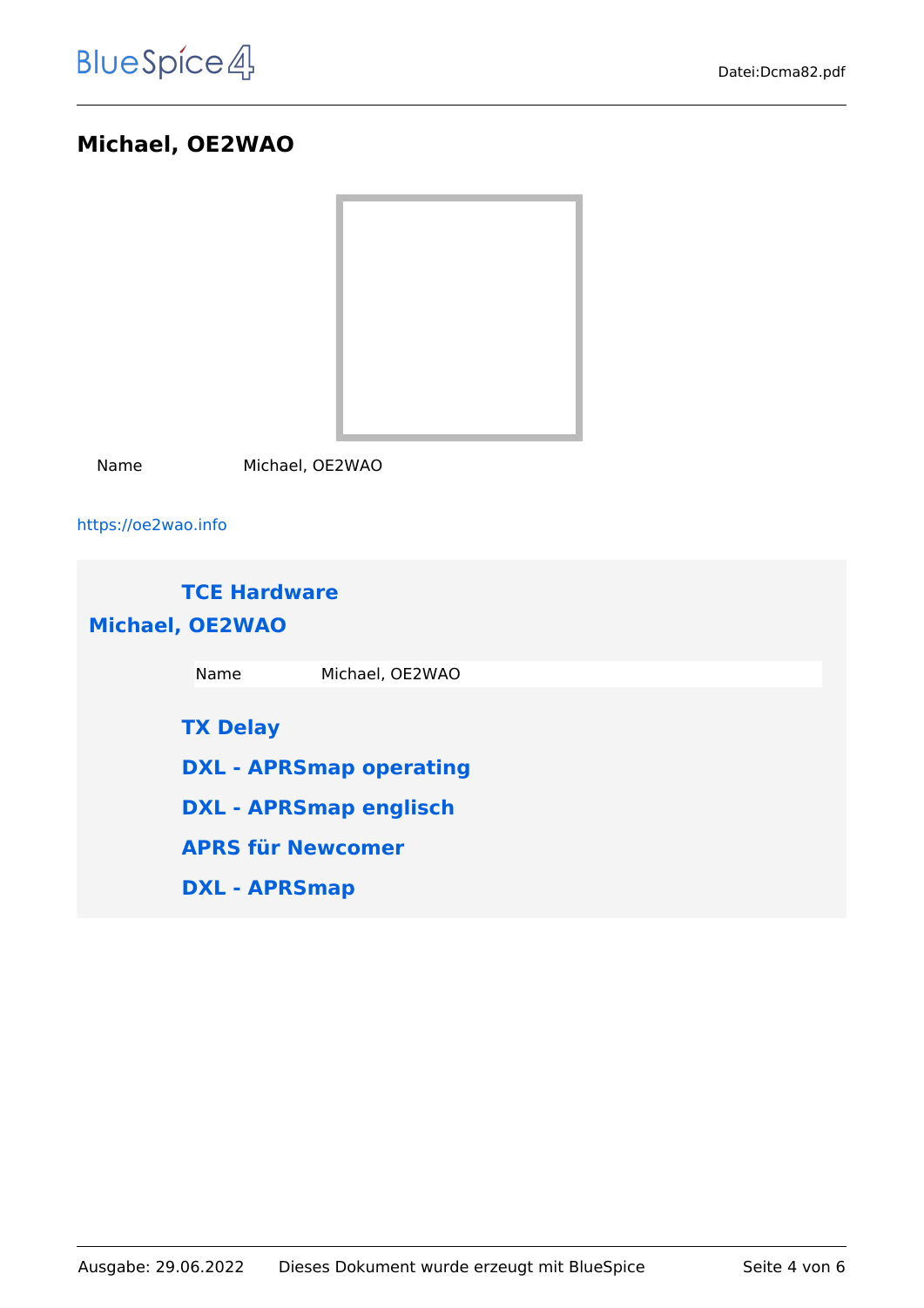## Michael, OE2WAO

| Name | Michael, OE2WAO |
|---|---|

https://oe2wao.info

### TCE Hardware

### Michael, OE2WAO

| Name | Michael, OE2WAO |
|---|---|

### TX Delay

### DXL - APRSmap operating

### DXL - APRSmap englisch

### APRS für Newcomer

### DXL - APRSmap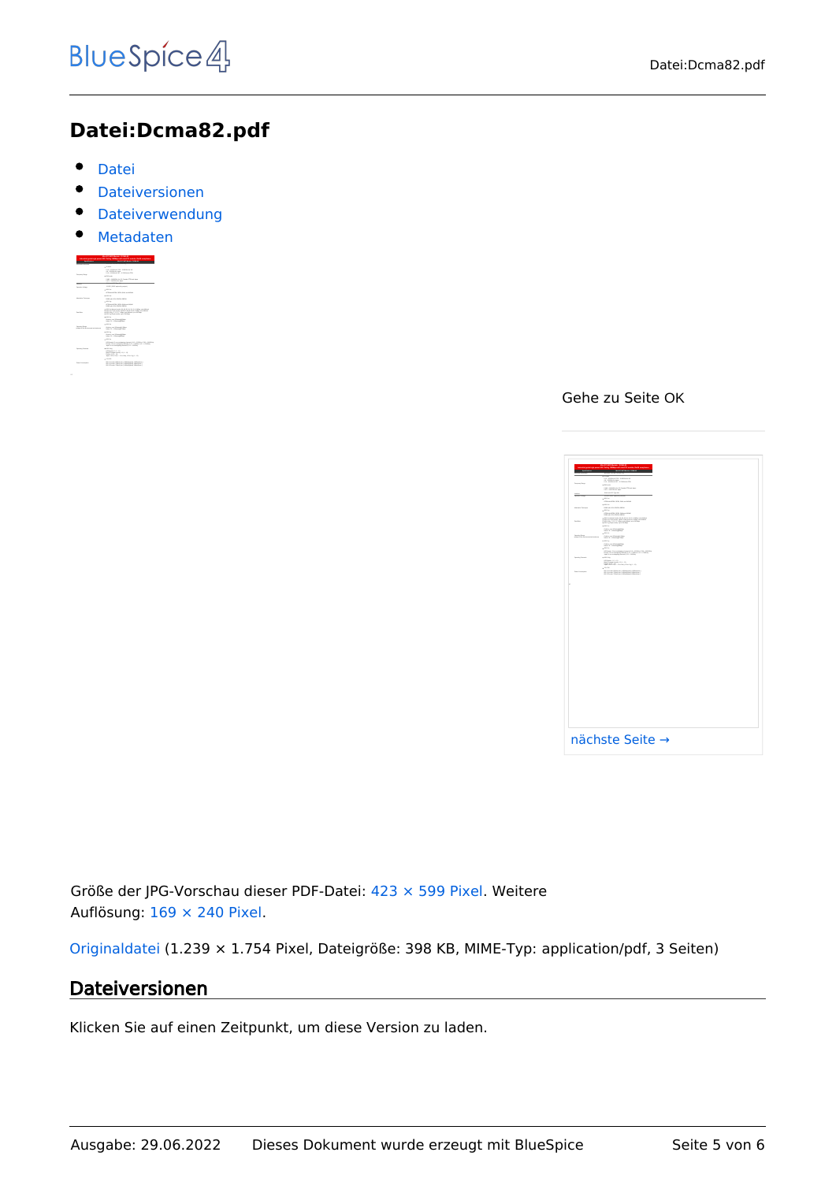# Datei:Dcma82.pdf

- Datei
- Dateiversionen
- Dateiverwendung
- Metadaten

Gehe zu Seite OK

nächste Seite →

Größe der JPG-Vorschau dieser PDF-Datei: 423 × 599 Pixel. Weitere Auflösung: 169 × 240 Pixel.

Originaldatei (1.239 × 1.754 Pixel, Dateigröße: 398 KB, MIME-Typ: application/pdf, 3 Seiten)

## Dateiversionen

Klicken Sie auf einen Zeitpunkt, um diese Version zu laden.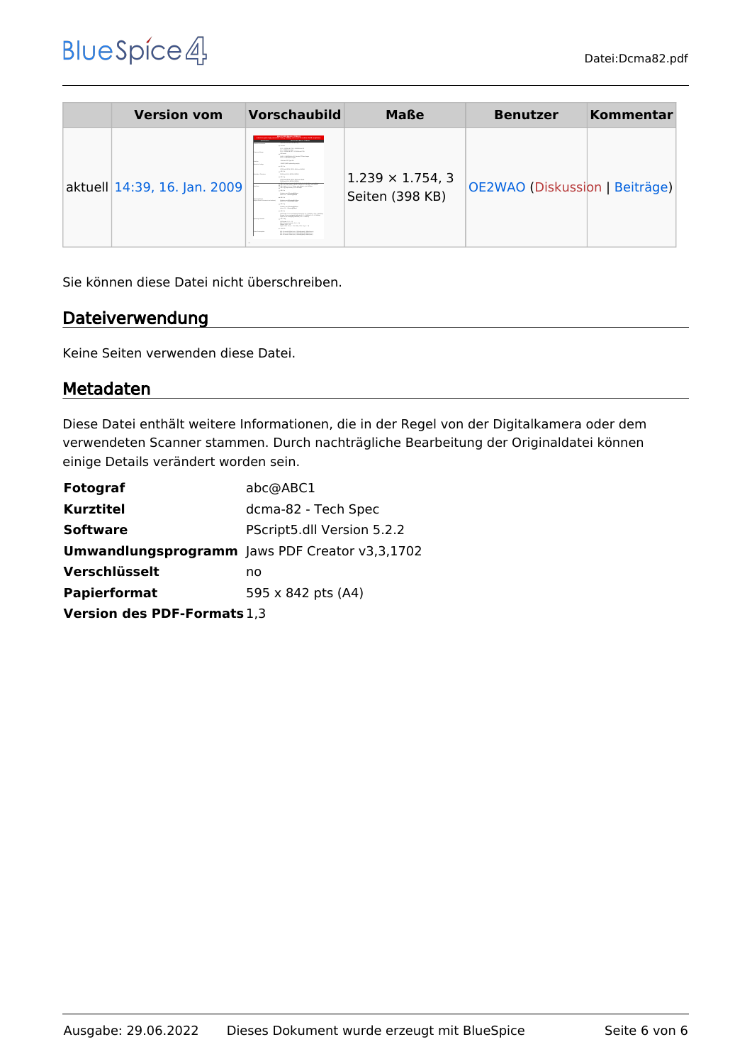| | Version vom | Vorschaubild | Maße | Benutzer | Kommentar |
|---|---|---|---|---|---|
| aktuell | 14:39, 16. Jan. 2009 | | 1.239 × 1.754, 3 Seiten (398 KB) | OE2WAO (Diskussion \| Beiträge) | |

Sie können diese Datei nicht überschreiben.

## Dateiverwendung

Keine Seiten verwenden diese Datei.

## Metadaten

Diese Datei enthält weitere Informationen, die in der Regel von der Digitalkamera oder dem verwendeten Scanner stammen. Durch nachträgliche Bearbeitung der Originaldatei können einige Details verändert worden sein.

| | |
|---|---|
| **Fotograf** | abc@ABC1 |
| **Kurztitel** | dcma-82 - Tech Spec |
| **Software** | PScript5.dll Version 5.2.2 |
| **Umwandlungsprogramm** | Jaws PDF Creator v3,3,1702 |
| **Verschlüsselt** | no |
| **Papierformat** | 595 x 842 pts (A4) |
| **Version des PDF-Formats** | 1,3 |